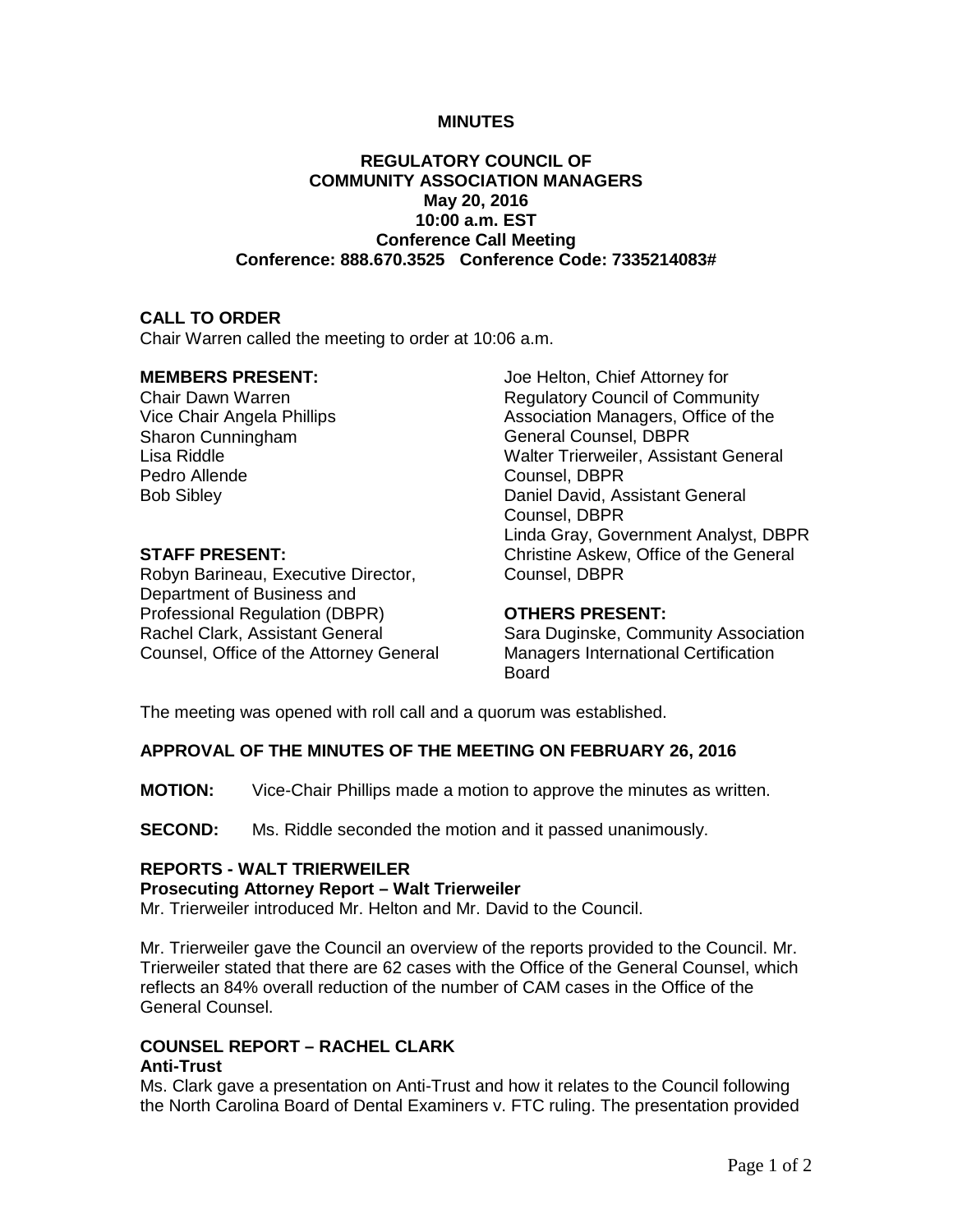**MINUTES**

**REGULATORY COUNCIL OF**
**COMMUNITY ASSOCIATION MANAGERS**
**May 20, 2016**
**10:00 a.m. EST**
**Conference Call Meeting**
**Conference: 888.670.3525 Conference Code: 7335214083#**

## CALL TO ORDER

Chair Warren called the meeting to order at 10:06 a.m.

**MEMBERS PRESENT:**
Chair Dawn Warren
Vice Chair Angela Phillips
Sharon Cunningham
Lisa Riddle
Pedro Allende
Bob Sibley

**STAFF PRESENT:**
Robyn Barineau, Executive Director, Department of Business and Professional Regulation (DBPR)
Rachel Clark, Assistant General Counsel, Office of the Attorney General
Joe Helton, Chief Attorney for Regulatory Council of Community Association Managers, Office of the General Counsel, DBPR
Walter Trierweiler, Assistant General Counsel, DBPR
Daniel David, Assistant General Counsel, DBPR
Linda Gray, Government Analyst, DBPR
Christine Askew, Office of the General Counsel, DBPR

**OTHERS PRESENT:**
Sara Duginske, Community Association Managers International Certification Board

The meeting was opened with roll call and a quorum was established.

## APPROVAL OF THE MINUTES OF THE MEETING ON FEBRUARY 26, 2016

**MOTION:** Vice-Chair Phillips made a motion to approve the minutes as written.

**SECOND:** Ms. Riddle seconded the motion and it passed unanimously.

## REPORTS - WALT TRIERWEILER

### Prosecuting Attorney Report – Walt Trierweiler

Mr. Trierweiler introduced Mr. Helton and Mr. David to the Council.

Mr. Trierweiler gave the Council an overview of the reports provided to the Council. Mr. Trierweiler stated that there are 62 cases with the Office of the General Counsel, which reflects an 84% overall reduction of the number of CAM cases in the Office of the General Counsel.

## COUNSEL REPORT – RACHEL CLARK

### Anti-Trust

Ms. Clark gave a presentation on Anti-Trust and how it relates to the Council following the North Carolina Board of Dental Examiners v. FTC ruling. The presentation provided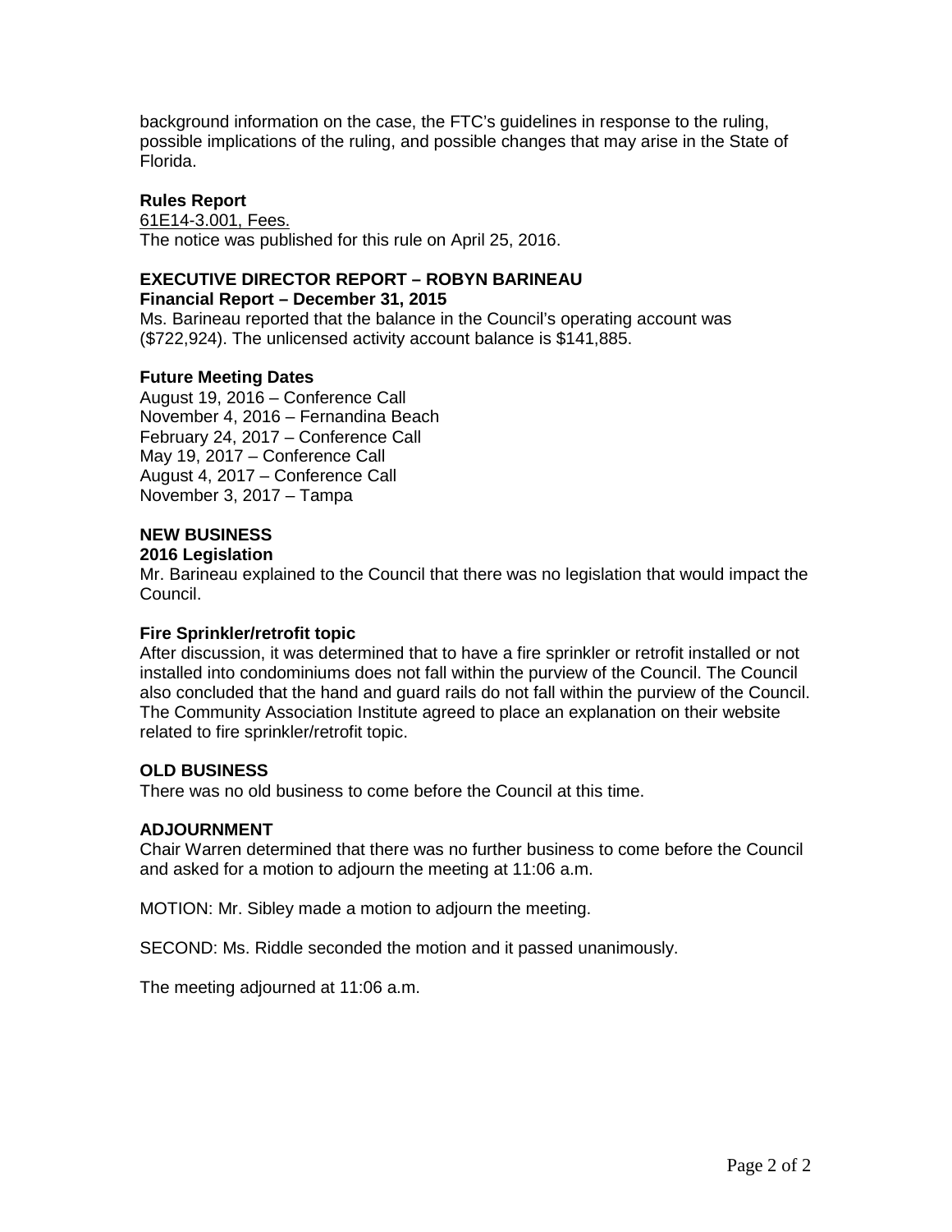background information on the case, the FTC's guidelines in response to the ruling, possible implications of the ruling, and possible changes that may arise in the State of Florida.

**Rules Report**

61E14-3.001, Fees.
The notice was published for this rule on April 25, 2016.

## EXECUTIVE DIRECTOR REPORT – ROBYN BARINEAU

**Financial Report – December 31, 2015**

Ms. Barineau reported that the balance in the Council's operating account was ($722,924). The unlicensed activity account balance is $141,885.

**Future Meeting Dates**

August 19, 2016 – Conference Call
November 4, 2016 – Fernandina Beach
February 24, 2017 – Conference Call
May 19, 2017 – Conference Call
August 4, 2017 – Conference Call
November 3, 2017 – Tampa

## NEW BUSINESS

**2016 Legislation**

Mr. Barineau explained to the Council that there was no legislation that would impact the Council.

**Fire Sprinkler/retrofit topic**

After discussion, it was determined that to have a fire sprinkler or retrofit installed or not installed into condominiums does not fall within the purview of the Council. The Council also concluded that the hand and guard rails do not fall within the purview of the Council. The Community Association Institute agreed to place an explanation on their website related to fire sprinkler/retrofit topic.

## OLD BUSINESS

There was no old business to come before the Council at this time.

## ADJOURNMENT

Chair Warren determined that there was no further business to come before the Council and asked for a motion to adjourn the meeting at 11:06 a.m.

MOTION: Mr. Sibley made a motion to adjourn the meeting.

SECOND: Ms. Riddle seconded the motion and it passed unanimously.

The meeting adjourned at 11:06 a.m.